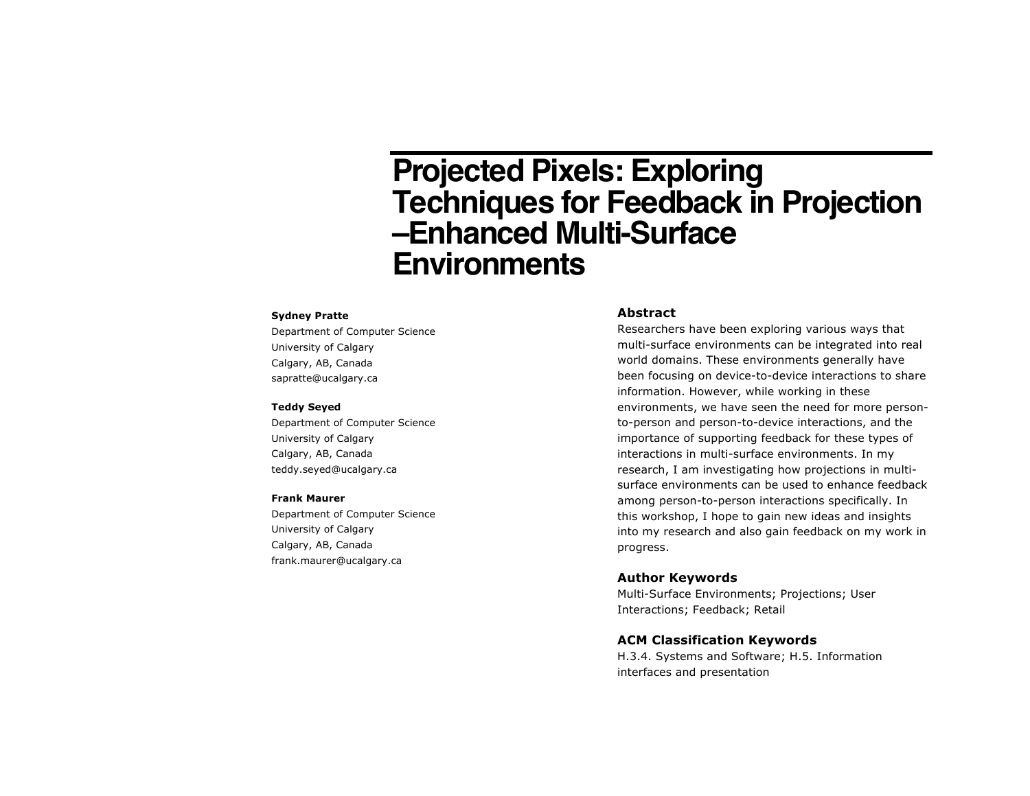# Projected Pixels: Exploring Techniques for Feedback in Projection –Enhanced Multi-Surface Environments

**Sydney Pratte**
Department of Computer Science
University of Calgary
Calgary, AB, Canada
sapratte@ucalgary.ca

**Teddy Seyed**
Department of Computer Science
University of Calgary
Calgary, AB, Canada
teddy.seyed@ucalgary.ca

**Frank Maurer**
Department of Computer Science
University of Calgary
Calgary, AB, Canada
frank.maurer@ucalgary.ca

## Abstract

Researchers have been exploring various ways that multi-surface environments can be integrated into real world domains. These environments generally have been focusing on device-to-device interactions to share information. However, while working in these environments, we have seen the need for more person-to-person and person-to-device interactions, and the importance of supporting feedback for these types of interactions in multi-surface environments. In my research, I am investigating how projections in multi-surface environments can be used to enhance feedback among person-to-person interactions specifically. In this workshop, I hope to gain new ideas and insights into my research and also gain feedback on my work in progress.

## Author Keywords

Multi-Surface Environments; Projections; User Interactions; Feedback; Retail

## ACM Classification Keywords

H.3.4. Systems and Software; H.5. Information interfaces and presentation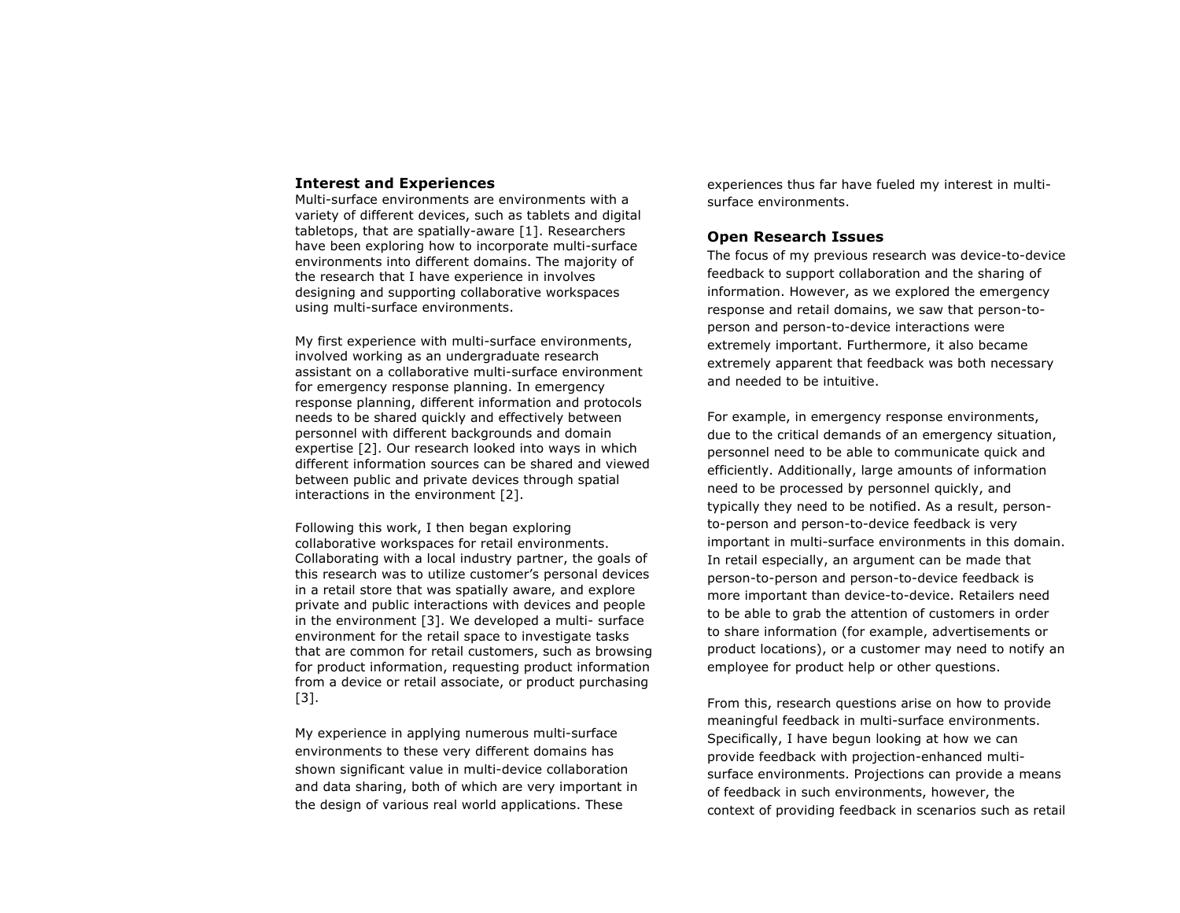## Interest and Experiences

Multi-surface environments are environments with a variety of different devices, such as tablets and digital tabletops, that are spatially-aware [1]. Researchers have been exploring how to incorporate multi-surface environments into different domains. The majority of the research that I have experience in involves designing and supporting collaborative workspaces using multi-surface environments.

My first experience with multi-surface environments, involved working as an undergraduate research assistant on a collaborative multi-surface environment for emergency response planning. In emergency response planning, different information and protocols needs to be shared quickly and effectively between personnel with different backgrounds and domain expertise [2]. Our research looked into ways in which different information sources can be shared and viewed between public and private devices through spatial interactions in the environment [2].

Following this work, I then began exploring collaborative workspaces for retail environments. Collaborating with a local industry partner, the goals of this research was to utilize customer's personal devices in a retail store that was spatially aware, and explore private and public interactions with devices and people in the environment [3]. We developed a multi- surface environment for the retail space to investigate tasks that are common for retail customers, such as browsing for product information, requesting product information from a device or retail associate, or product purchasing [3].

My experience in applying numerous multi-surface environments to these very different domains has shown significant value in multi-device collaboration and data sharing, both of which are very important in the design of various real world applications. These experiences thus far have fueled my interest in multi-surface environments.

## Open Research Issues

The focus of my previous research was device-to-device feedback to support collaboration and the sharing of information. However, as we explored the emergency response and retail domains, we saw that person-to-person and person-to-device interactions were extremely important. Furthermore, it also became extremely apparent that feedback was both necessary and needed to be intuitive.

For example, in emergency response environments, due to the critical demands of an emergency situation, personnel need to be able to communicate quick and efficiently. Additionally, large amounts of information need to be processed by personnel quickly, and typically they need to be notified. As a result, person-to-person and person-to-device feedback is very important in multi-surface environments in this domain. In retail especially, an argument can be made that person-to-person and person-to-device feedback is more important than device-to-device. Retailers need to be able to grab the attention of customers in order to share information (for example, advertisements or product locations), or a customer may need to notify an employee for product help or other questions.

From this, research questions arise on how to provide meaningful feedback in multi-surface environments. Specifically, I have begun looking at how we can provide feedback with projection-enhanced multi-surface environments. Projections can provide a means of feedback in such environments, however, the context of providing feedback in scenarios such as retail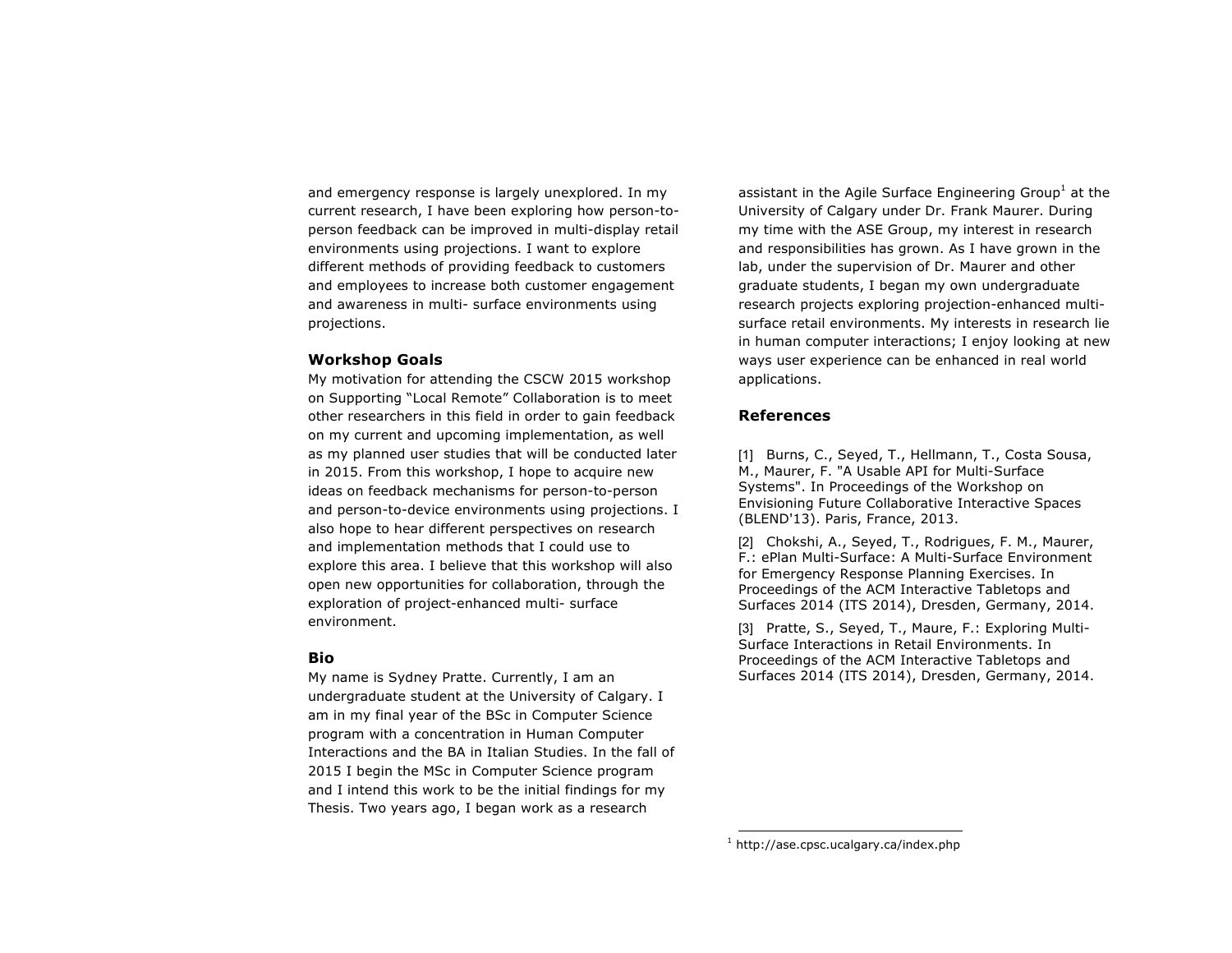and emergency response is largely unexplored. In my current research, I have been exploring how person-to-person feedback can be improved in multi-display retail environments using projections. I want to explore different methods of providing feedback to customers and employees to increase both customer engagement and awareness in multi- surface environments using projections.

## Workshop Goals

My motivation for attending the CSCW 2015 workshop on Supporting "Local Remote" Collaboration is to meet other researchers in this field in order to gain feedback on my current and upcoming implementation, as well as my planned user studies that will be conducted later in 2015. From this workshop, I hope to acquire new ideas on feedback mechanisms for person-to-person and person-to-device environments using projections. I also hope to hear different perspectives on research and implementation methods that I could use to explore this area. I believe that this workshop will also open new opportunities for collaboration, through the exploration of project-enhanced multi- surface environment.

## Bio

My name is Sydney Pratte. Currently, I am an undergraduate student at the University of Calgary. I am in my final year of the BSc in Computer Science program with a concentration in Human Computer Interactions and the BA in Italian Studies. In the fall of 2015 I begin the MSc in Computer Science program and I intend this work to be the initial findings for my Thesis. Two years ago, I began work as a research assistant in the Agile Surface Engineering Group[1] at the University of Calgary under Dr. Frank Maurer. During my time with the ASE Group, my interest in research and responsibilities has grown. As I have grown in the lab, under the supervision of Dr. Maurer and other graduate students, I began my own undergraduate research projects exploring projection-enhanced multi-surface retail environments. My interests in research lie in human computer interactions; I enjoy looking at new ways user experience can be enhanced in real world applications.

## References

[1] Burns, C., Seyed, T., Hellmann, T., Costa Sousa, M., Maurer, F. "A Usable API for Multi-Surface Systems". In Proceedings of the Workshop on Envisioning Future Collaborative Interactive Spaces (BLEND'13). Paris, France, 2013.

[2] Chokshi, A., Seyed, T., Rodrigues, F. M., Maurer, F.: ePlan Multi-Surface: A Multi-Surface Environment for Emergency Response Planning Exercises. In Proceedings of the ACM Interactive Tabletops and Surfaces 2014 (ITS 2014), Dresden, Germany, 2014.

[3] Pratte, S., Seyed, T., Maure, F.: Exploring Multi-Surface Interactions in Retail Environments. In Proceedings of the ACM Interactive Tabletops and Surfaces 2014 (ITS 2014), Dresden, Germany, 2014.

[1] http://ase.cpsc.ucalgary.ca/index.php